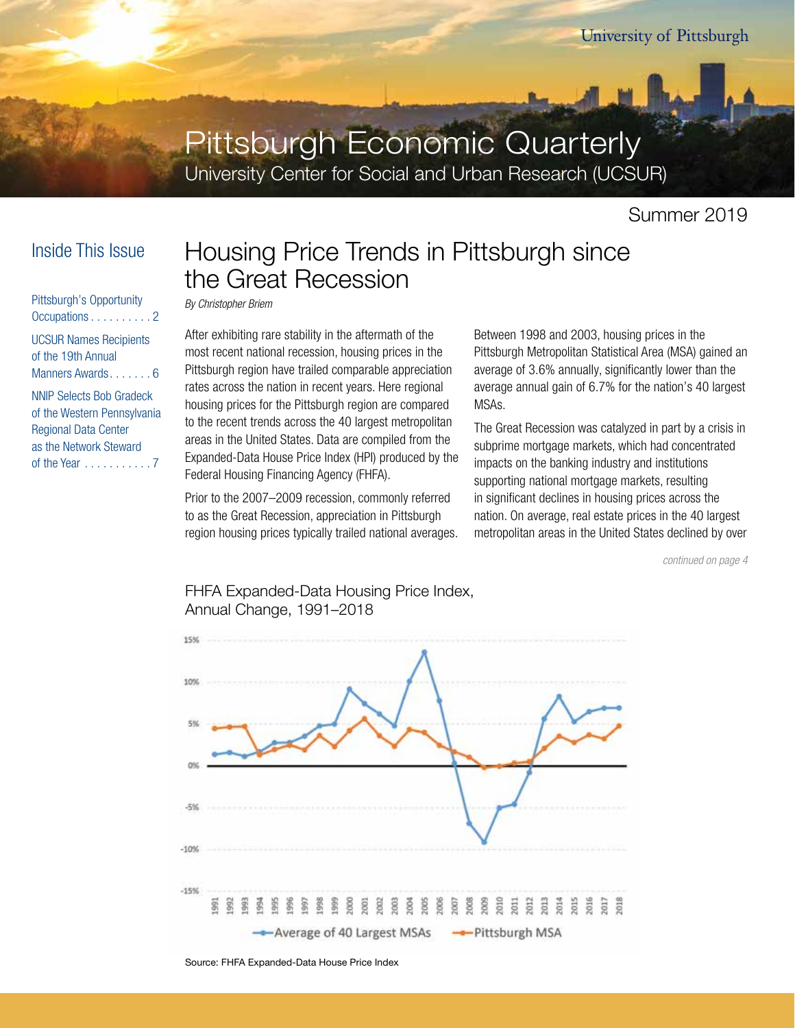University of Pittsburgh

# Pittsburgh Economic Quarterly

University Center for Social and Urban Research (UCSUR)

Summer 2019

## Inside This Issue

Pittsburgh's Opportunity Occupations . . . . . . . . . . 2

UCSUR Names Recipients of the 19th Annual Manners Awards . . . . . . . 6

NNIP Selects Bob Gradeck of the Western Pennsylvania Regional Data Center as the Network Steward of the Year . . . . . . . . . . . 7

## Housing Price Trends in Pittsburgh since the Great Recession

*By Christopher Briem*

After exhibiting rare stability in the aftermath of the most recent national recession, housing prices in the Pittsburgh region have trailed comparable appreciation rates across the nation in recent years. Here regional housing prices for the Pittsburgh region are compared to the recent trends across the 40 largest metropolitan areas in the United States. Data are compiled from the Expanded-Data House Price Index (HPI) produced by the Federal Housing Financing Agency (FHFA).

Prior to the 2007–2009 recession, commonly referred to as the Great Recession, appreciation in Pittsburgh region housing prices typically trailed national averages. Between 1998 and 2003, housing prices in the Pittsburgh Metropolitan Statistical Area (MSA) gained an average of 3.6% annually, significantly lower than the average annual gain of 6.7% for the nation's 40 largest MSAs.

The Great Recession was catalyzed in part by a crisis in subprime mortgage markets, which had concentrated impacts on the banking industry and institutions supporting national mortgage markets, resulting in significant declines in housing prices across the nation. On average, real estate prices in the 40 largest metropolitan areas in the United States declined by over

*continued on page 4*

FHFA Expanded-Data Housing Price Index, Annual Change, 1991–2018

Source: FHFA Expanded-Data House Price Index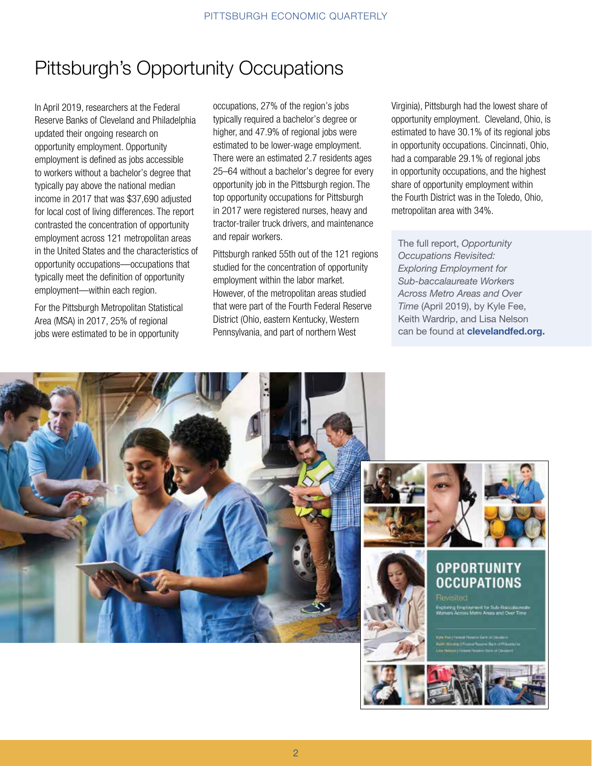# Pittsburgh's Opportunity Occupations

In April 2019, researchers at the Federal Reserve Banks of Cleveland and Philadelphia updated their ongoing research on opportunity employment. Opportunity employment is defined as jobs accessible to workers without a bachelor's degree that typically pay above the national median income in 2017 that was $37,690 adjusted for local cost of living differences. The report contrasted the concentration of opportunity employment across 121 metropolitan areas in the United States and the characteristics of opportunity occupations—occupations that typically meet the definition of opportunity employment—within each region.

For the Pittsburgh Metropolitan Statistical Area (MSA) in 2017, 25% of regional jobs were estimated to be in opportunity occupations, 27% of the region's jobs typically required a bachelor's degree or higher, and 47.9% of regional jobs were estimated to be lower-wage employment. There were an estimated 2.7 residents ages 25–64 without a bachelor's degree for every opportunity job in the Pittsburgh region. The top opportunity occupations for Pittsburgh in 2017 were registered nurses, heavy and tractor-trailer truck drivers, and maintenance and repair workers.

Pittsburgh ranked 55th out of the 121 regions studied for the concentration of opportunity employment within the labor market. However, of the metropolitan areas studied that were part of the Fourth Federal Reserve District (Ohio, eastern Kentucky, Western Pennsylvania, and part of northern West Virginia), Pittsburgh had the lowest share of opportunity employment. Cleveland, Ohio, is estimated to have 30.1% of its regional jobs in opportunity occupations. Cincinnati, Ohio, had a comparable 29.1% of regional jobs in opportunity occupations, and the highest share of opportunity employment within the Fourth District was in the Toledo, Ohio, metropolitan area with 34%.

The full report, *Opportunity Occupations Revisited: Exploring Employment for Sub-baccalaureate Workers Across Metro Areas and Over Time* (April 2019), by Kyle Fee, Keith Wardrip, and Lisa Nelson can be found at **clevelandfed.org.**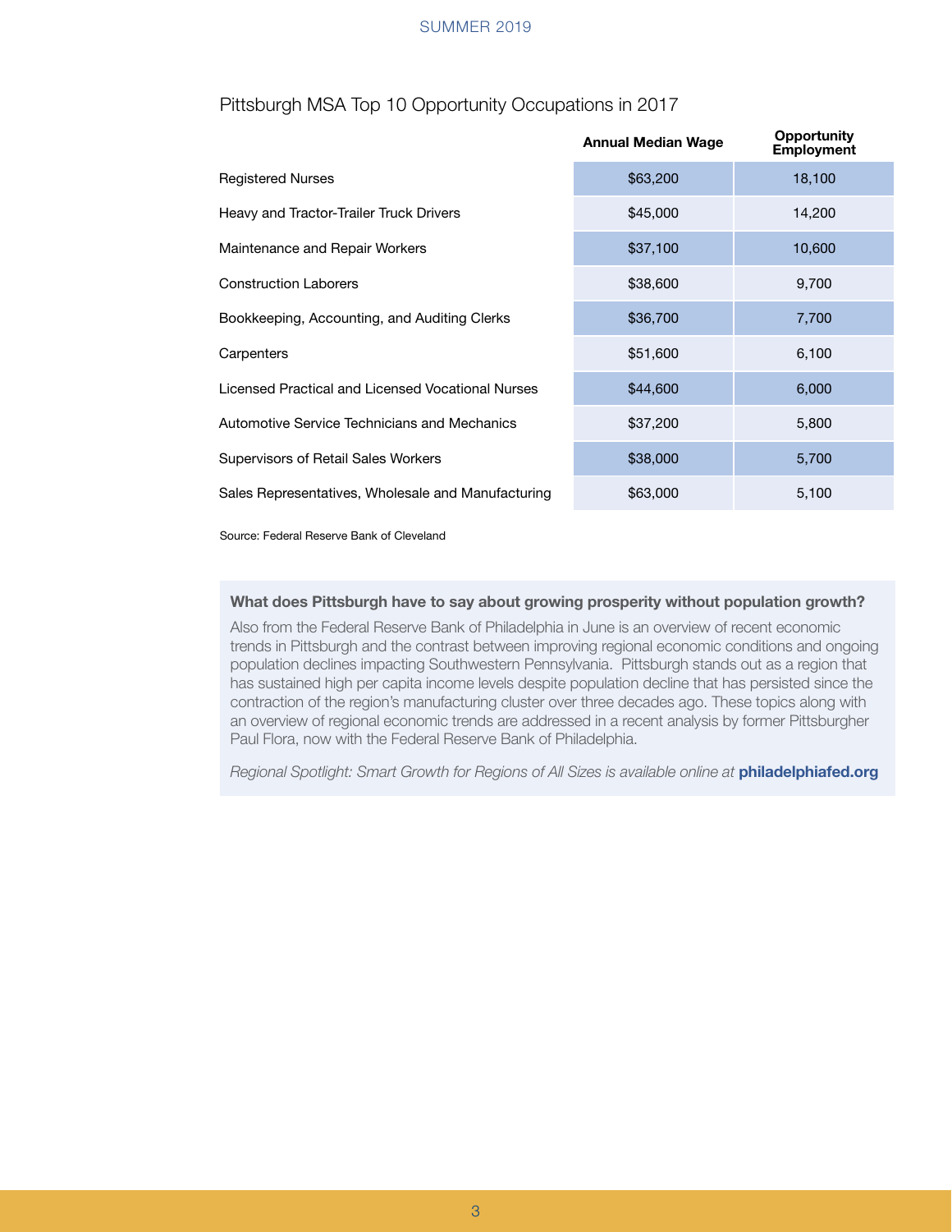## Pittsburgh MSA Top 10 Opportunity Occupations in 2017

| | Annual Median Wage | Opportunity Employment |
|---|---|---|
| Registered Nurses | $63,200 | 18,100 |
| Heavy and Tractor-Trailer Truck Drivers | $45,000 | 14,200 |
| Maintenance and Repair Workers | $37,100 | 10,600 |
| Construction Laborers | $38,600 | 9,700 |
| Bookkeeping, Accounting, and Auditing Clerks | $36,700 | 7,700 |
| Carpenters | $51,600 | 6,100 |
| Licensed Practical and Licensed Vocational Nurses | $44,600 | 6,000 |
| Automotive Service Technicians and Mechanics | $37,200 | 5,800 |
| Supervisors of Retail Sales Workers | $38,000 | 5,700 |
| Sales Representatives, Wholesale and Manufacturing | $63,000 | 5,100 |

Source: Federal Reserve Bank of Cleveland

**What does Pittsburgh have to say about growing prosperity without population growth?**

Also from the Federal Reserve Bank of Philadelphia in June is an overview of recent economic trends in Pittsburgh and the contrast between improving regional economic conditions and ongoing population declines impacting Southwestern Pennsylvania. Pittsburgh stands out as a region that has sustained high per capita income levels despite population decline that has persisted since the contraction of the region's manufacturing cluster over three decades ago. These topics along with an overview of regional economic trends are addressed in a recent analysis by former Pittsburgher Paul Flora, now with the Federal Reserve Bank of Philadelphia.

*Regional Spotlight: Smart Growth for Regions of All Sizes is available online at* **philadelphiafed.org**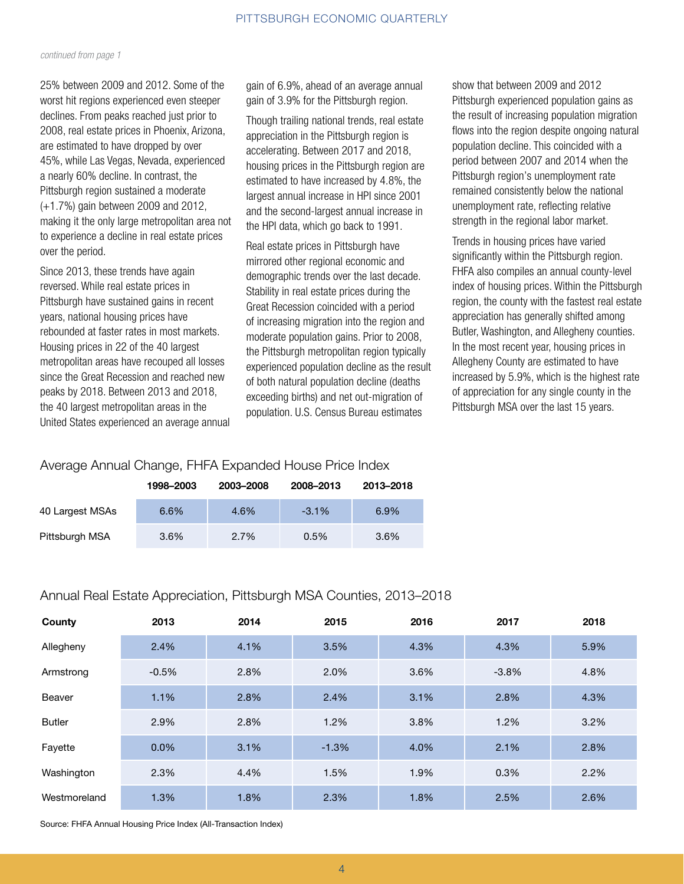*continued from page 1*

25% between 2009 and 2012. Some of the worst hit regions experienced even steeper declines. From peaks reached just prior to 2008, real estate prices in Phoenix, Arizona, are estimated to have dropped by over 45%, while Las Vegas, Nevada, experienced a nearly 60% decline. In contrast, the Pittsburgh region sustained a moderate (+1.7%) gain between 2009 and 2012, making it the only large metropolitan area not to experience a decline in real estate prices over the period.

Since 2013, these trends have again reversed. While real estate prices in Pittsburgh have sustained gains in recent years, national housing prices have rebounded at faster rates in most markets. Housing prices in 22 of the 40 largest metropolitan areas have recouped all losses since the Great Recession and reached new peaks by 2018. Between 2013 and 2018, the 40 largest metropolitan areas in the United States experienced an average annual gain of 6.9%, ahead of an average annual gain of 3.9% for the Pittsburgh region.

Though trailing national trends, real estate appreciation in the Pittsburgh region is accelerating. Between 2017 and 2018, housing prices in the Pittsburgh region are estimated to have increased by 4.8%, the largest annual increase in HPI since 2001 and the second-largest annual increase in the HPI data, which go back to 1991.

Real estate prices in Pittsburgh have mirrored other regional economic and demographic trends over the last decade. Stability in real estate prices during the Great Recession coincided with a period of increasing migration into the region and moderate population gains. Prior to 2008, the Pittsburgh metropolitan region typically experienced population decline as the result of both natural population decline (deaths exceeding births) and net out-migration of population. U.S. Census Bureau estimates show that between 2009 and 2012 Pittsburgh experienced population gains as the result of increasing population migration flows into the region despite ongoing natural population decline. This coincided with a period between 2007 and 2014 when the Pittsburgh region's unemployment rate remained consistently below the national unemployment rate, reflecting relative strength in the regional labor market.

Trends in housing prices have varied significantly within the Pittsburgh region. FHFA also compiles an annual county-level index of housing prices. Within the Pittsburgh region, the county with the fastest real estate appreciation has generally shifted among Butler, Washington, and Allegheny counties. In the most recent year, housing prices in Allegheny County are estimated to have increased by 5.9%, which is the highest rate of appreciation for any single county in the Pittsburgh MSA over the last 15 years.

## Average Annual Change, FHFA Expanded House Price Index

| | 1998–2003 | 2003–2008 | 2008–2013 | 2013–2018 |
|---|---|---|---|---|
| 40 Largest MSAs | 6.6% | 4.6% | -3.1% | 6.9% |
| Pittsburgh MSA | 3.6% | 2.7% | 0.5% | 3.6% |

## Annual Real Estate Appreciation, Pittsburgh MSA Counties, 2013–2018

| County | 2013 | 2014 | 2015 | 2016 | 2017 | 2018 |
|---|---|---|---|---|---|---|
| Allegheny | 2.4% | 4.1% | 3.5% | 4.3% | 4.3% | 5.9% |
| Armstrong | -0.5% | 2.8% | 2.0% | 3.6% | -3.8% | 4.8% |
| Beaver | 1.1% | 2.8% | 2.4% | 3.1% | 2.8% | 4.3% |
| Butler | 2.9% | 2.8% | 1.2% | 3.8% | 1.2% | 3.2% |
| Fayette | 0.0% | 3.1% | -1.3% | 4.0% | 2.1% | 2.8% |
| Washington | 2.3% | 4.4% | 1.5% | 1.9% | 0.3% | 2.2% |
| Westmoreland | 1.3% | 1.8% | 2.3% | 1.8% | 2.5% | 2.6% |

Source: FHFA Annual Housing Price Index (All-Transaction Index)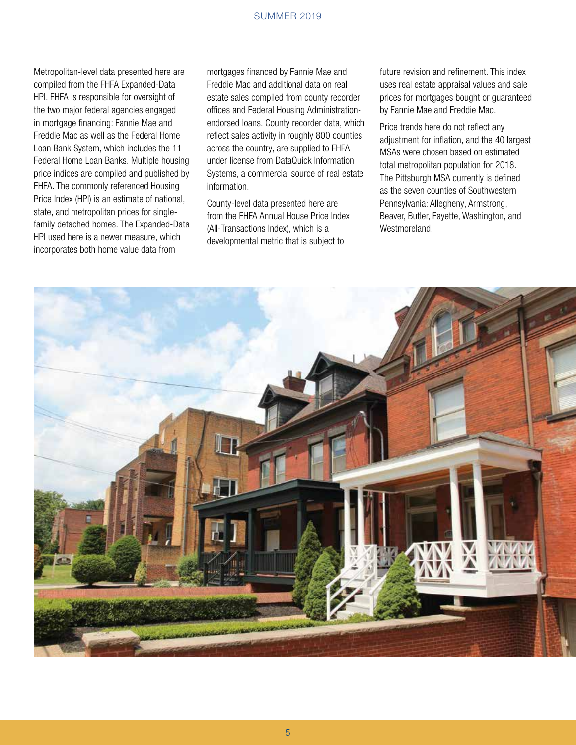Metropolitan-level data presented here are compiled from the FHFA Expanded-Data HPI. FHFA is responsible for oversight of the two major federal agencies engaged in mortgage financing: Fannie Mae and Freddie Mac as well as the Federal Home Loan Bank System, which includes the 11 Federal Home Loan Banks. Multiple housing price indices are compiled and published by FHFA. The commonly referenced Housing Price Index (HPI) is an estimate of national, state, and metropolitan prices for single-family detached homes. The Expanded-Data HPI used here is a newer measure, which incorporates both home value data from mortgages financed by Fannie Mae and Freddie Mac and additional data on real estate sales compiled from county recorder offices and Federal Housing Administration-endorsed loans. County recorder data, which reflect sales activity in roughly 800 counties across the country, are supplied to FHFA under license from DataQuick Information Systems, a commercial source of real estate information.

County-level data presented here are from the FHFA Annual House Price Index (All-Transactions Index), which is a developmental metric that is subject to future revision and refinement. This index uses real estate appraisal values and sale prices for mortgages bought or guaranteed by Fannie Mae and Freddie Mac.

Price trends here do not reflect any adjustment for inflation, and the 40 largest MSAs were chosen based on estimated total metropolitan population for 2018. The Pittsburgh MSA currently is defined as the seven counties of Southwestern Pennsylvania: Allegheny, Armstrong, Beaver, Butler, Fayette, Washington, and Westmoreland.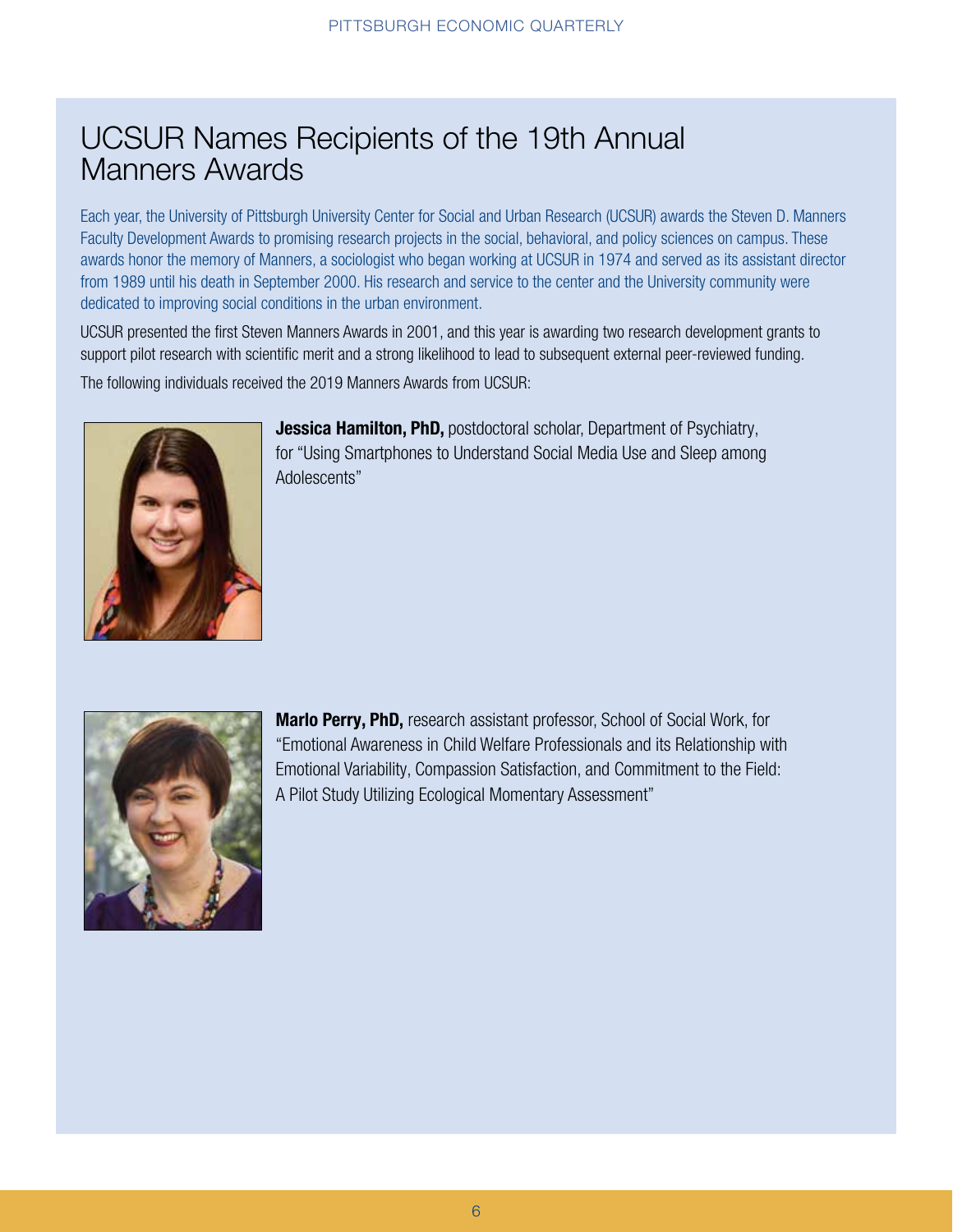# UCSUR Names Recipients of the 19th Annual Manners Awards

Each year, the University of Pittsburgh University Center for Social and Urban Research (UCSUR) awards the Steven D. Manners Faculty Development Awards to promising research projects in the social, behavioral, and policy sciences on campus. These awards honor the memory of Manners, a sociologist who began working at UCSUR in 1974 and served as its assistant director from 1989 until his death in September 2000. His research and service to the center and the University community were dedicated to improving social conditions in the urban environment.

UCSUR presented the first Steven Manners Awards in 2001, and this year is awarding two research development grants to support pilot research with scientific merit and a strong likelihood to lead to subsequent external peer-reviewed funding.

The following individuals received the 2019 Manners Awards from UCSUR:

**Jessica Hamilton, PhD,** postdoctoral scholar, Department of Psychiatry, for "Using Smartphones to Understand Social Media Use and Sleep among Adolescents"

**Marlo Perry, PhD,** research assistant professor, School of Social Work, for "Emotional Awareness in Child Welfare Professionals and its Relationship with Emotional Variability, Compassion Satisfaction, and Commitment to the Field: A Pilot Study Utilizing Ecological Momentary Assessment"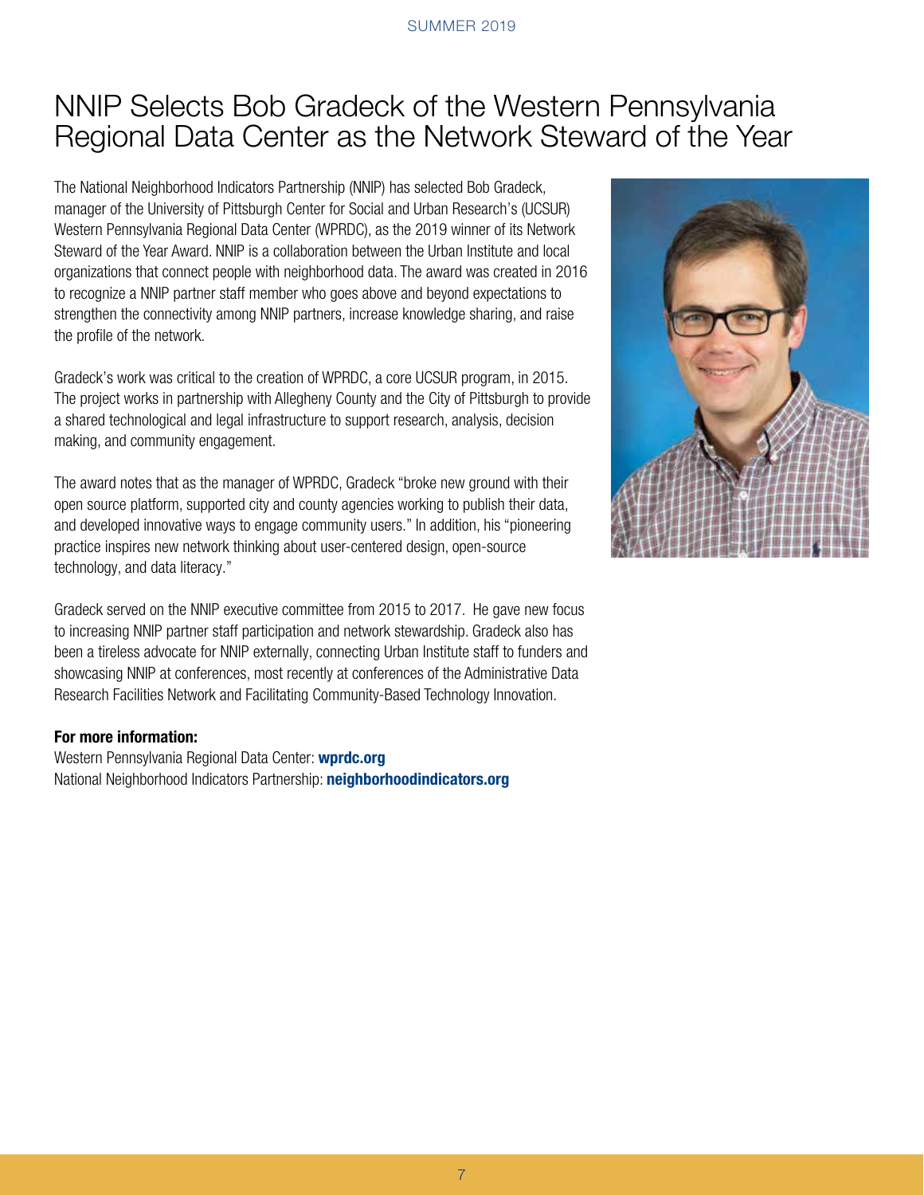# NNIP Selects Bob Gradeck of the Western Pennsylvania Regional Data Center as the Network Steward of the Year

The National Neighborhood Indicators Partnership (NNIP) has selected Bob Gradeck, manager of the University of Pittsburgh Center for Social and Urban Research's (UCSUR) Western Pennsylvania Regional Data Center (WPRDC), as the 2019 winner of its Network Steward of the Year Award. NNIP is a collaboration between the Urban Institute and local organizations that connect people with neighborhood data. The award was created in 2016 to recognize a NNIP partner staff member who goes above and beyond expectations to strengthen the connectivity among NNIP partners, increase knowledge sharing, and raise the profile of the network.

Gradeck's work was critical to the creation of WPRDC, a core UCSUR program, in 2015. The project works in partnership with Allegheny County and the City of Pittsburgh to provide a shared technological and legal infrastructure to support research, analysis, decision making, and community engagement.

The award notes that as the manager of WPRDC, Gradeck "broke new ground with their open source platform, supported city and county agencies working to publish their data, and developed innovative ways to engage community users." In addition, his "pioneering practice inspires new network thinking about user-centered design, open-source technology, and data literacy."

Gradeck served on the NNIP executive committee from 2015 to 2017. He gave new focus to increasing NNIP partner staff participation and network stewardship. Gradeck also has been a tireless advocate for NNIP externally, connecting Urban Institute staff to funders and showcasing NNIP at conferences, most recently at conferences of the Administrative Data Research Facilities Network and Facilitating Community-Based Technology Innovation.

**For more information:**
Western Pennsylvania Regional Data Center: **wprdc.org**
National Neighborhood Indicators Partnership: **neighborhoodindicators.org**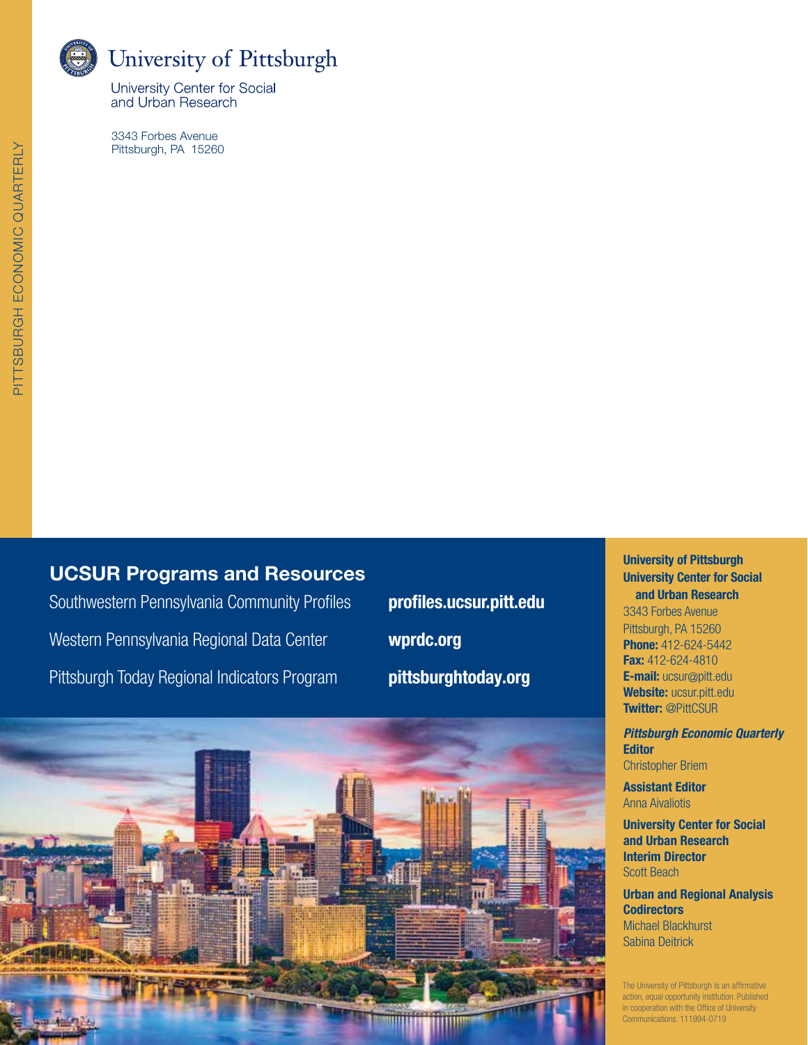University of Pittsburgh

University Center for Social and Urban Research

3343 Forbes Avenue
Pittsburgh, PA 15260

PITTSBURGH ECONOMIC QUARTERLY

## UCSUR Programs and Resources

Southwestern Pennsylvania Community Profiles **profiles.ucsur.pitt.edu**

Western Pennsylvania Regional Data Center **wprdc.org**

Pittsburgh Today Regional Indicators Program **pittsburghtoday.org**

**University of Pittsburgh University Center for Social and Urban Research**
3343 Forbes Avenue
Pittsburgh, PA 15260
**Phone:** 412-624-5442
**Fax:** 412-624-4810
**E-mail:** ucsur@pitt.edu
**Website:** ucsur.pitt.edu
**Twitter:** @PittCSUR

***Pittsburgh Economic Quarterly***
**Editor**
Christopher Briem

**Assistant Editor**
Anna Aivaliotis

**University Center for Social and Urban Research Interim Director**
Scott Beach

**Urban and Regional Analysis Codirectors**
Michael Blackhurst
Sabina Deitrick

The University of Pittsburgh is an affirmative action, equal opportunity institution. Published in cooperation with the Office of University Communications. 111994-0719